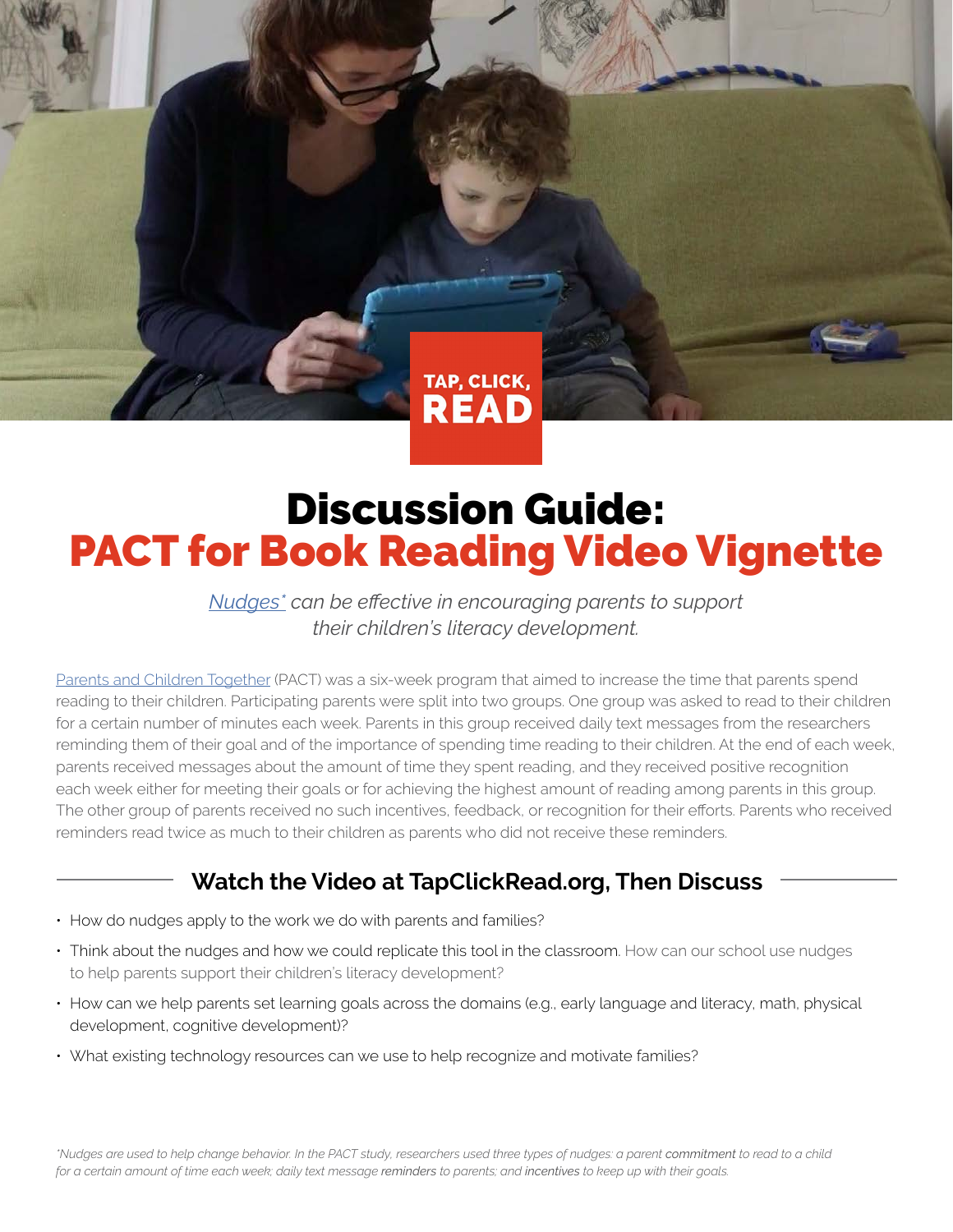TAP, CLICK, READ

# Discussion Guide: PACT for Book Reading Video Vignette

*Nudges\* can be effective in encouraging parents to support their children's literacy development.*

Parents and Children Together (PACT) was a six-week program that aimed to increase the time that parents spend reading to their children. Participating parents were split into two groups. One group was asked to read to their children for a certain number of minutes each week. Parents in this group received daily text messages from the researchers reminding them of their goal and of the importance of spending time reading to their children. At the end of each week, parents received messages about the amount of time they spent reading, and they received positive recognition each week either for meeting their goals or for achieving the highest amount of reading among parents in this group. The other group of parents received no such incentives, feedback, or recognition for their efforts. Parents who received reminders read twice as much to their children as parents who did not receive these reminders.

## Watch the Video at TapClickRead.org, Then Discuss

- How do nudges apply to the work we do with parents and families?
- Think about the nudges and how we could replicate this tool in the classroom. How can our school use nudges to help parents support their children's literacy development?
- How can we help parents set learning goals across the domains (e.g., early language and literacy, math, physical development, cognitive development)?
- What existing technology resources can we use to help recognize and motivate families?

*\*Nudges are used to help change behavior. In the PACT study, researchers used three types of nudges: a parent **commitment** to read to a child for a certain amount of time each week; daily text message **reminders** to parents; and **incentives** to keep up with their goals.*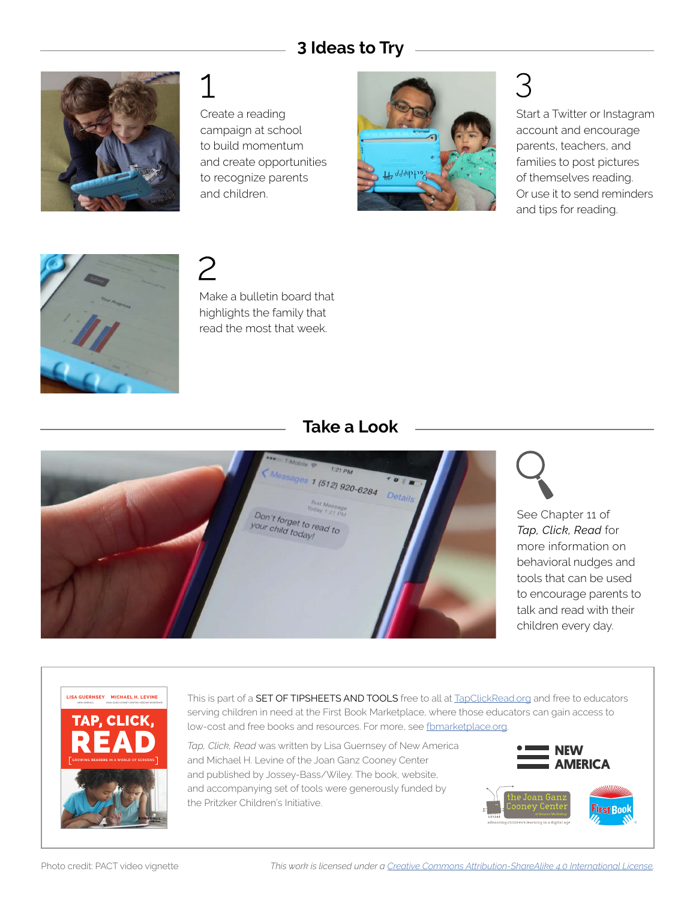## 3 Ideas to Try

1

Create a reading campaign at school to build momentum and create opportunities to recognize parents and children.

2

Make a bulletin board that highlights the family that read the most that week.

3

Start a Twitter or Instagram account and encourage parents, teachers, and families to post pictures of themselves reading. Or use it to send reminders and tips for reading.

## Take a Look

See Chapter 11 of *Tap, Click, Read* for more information on behavioral nudges and tools that can be used to encourage parents to talk and read with their children every day.

This is part of a SET OF TIPSHEETS AND TOOLS free to all at TapClickRead.org and free to educators serving children in need at the First Book Marketplace, where those educators can gain access to low-cost and free books and resources. For more, see fbmarketplace.org.

*Tap, Click, Read* was written by Lisa Guernsey of New America and Michael H. Levine of the Joan Ganz Cooney Center and published by Jossey-Bass/Wiley. The book, website, and accompanying set of tools were generously funded by the Pritzker Children's Initiative.

Photo credit: PACT video vignette

*This work is licensed under a Creative Commons Attribution-ShareAlike 4.0 International License.*